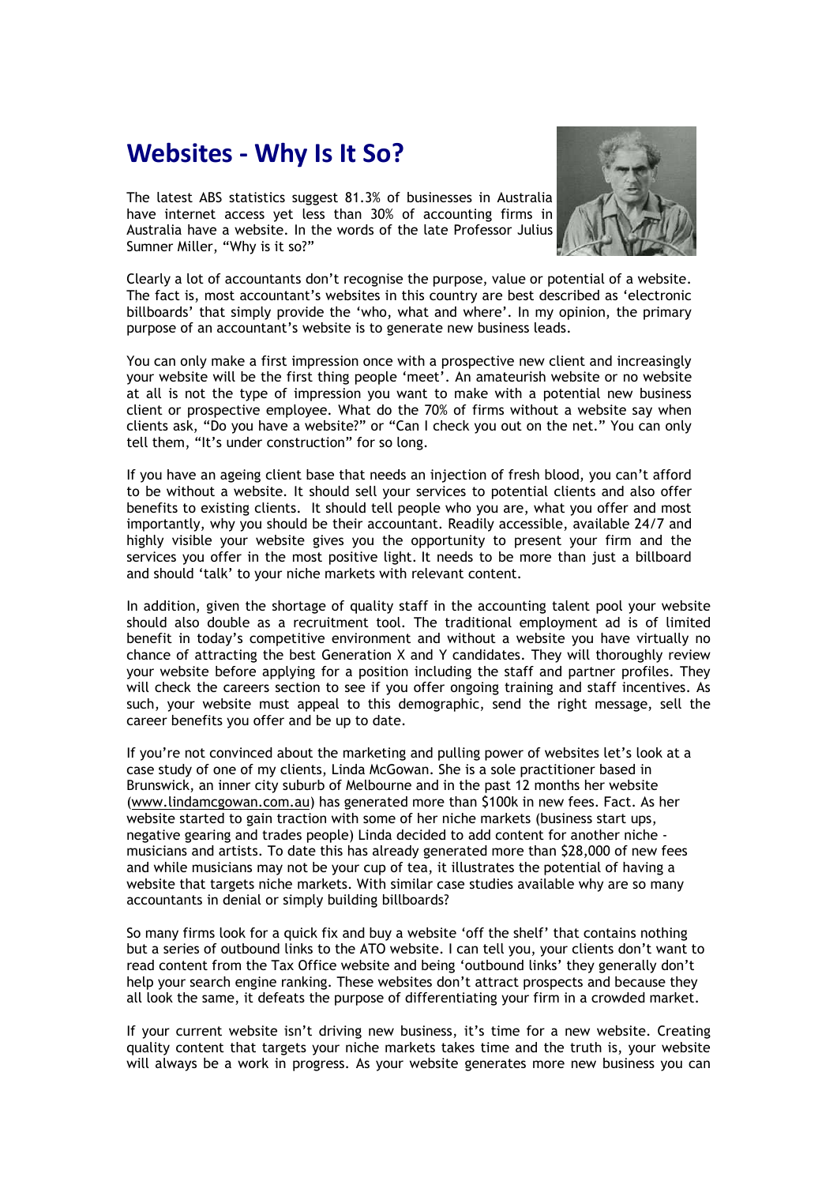# Websites - Why Is It So?

The latest ABS statistics suggest 81.3% of businesses in Australia have internet access yet less than 30% of accounting firms in Australia have a website. In the words of the late Professor Julius Sumner Miller, "Why is it so?"

Clearly a lot of accountants don't recognise the purpose, value or potential of a website. The fact is, most accountant's websites in this country are best described as 'electronic billboards' that simply provide the 'who, what and where'. In my opinion, the primary purpose of an accountant's website is to generate new business leads.

You can only make a first impression once with a prospective new client and increasingly your website will be the first thing people 'meet'. An amateurish website or no website at all is not the type of impression you want to make with a potential new business client or prospective employee. What do the 70% of firms without a website say when clients ask, "Do you have a website?" or "Can I check you out on the net." You can only tell them, "It's under construction" for so long.

If you have an ageing client base that needs an injection of fresh blood, you can't afford to be without a website. It should sell your services to potential clients and also offer benefits to existing clients. It should tell people who you are, what you offer and most importantly, why you should be their accountant. Readily accessible, available 24/7 and highly visible your website gives you the opportunity to present your firm and the services you offer in the most positive light. It needs to be more than just a billboard and should 'talk' to your niche markets with relevant content.

In addition, given the shortage of quality staff in the accounting talent pool your website should also double as a recruitment tool. The traditional employment ad is of limited benefit in today's competitive environment and without a website you have virtually no chance of attracting the best Generation X and Y candidates. They will thoroughly review your website before applying for a position including the staff and partner profiles. They will check the careers section to see if you offer ongoing training and staff incentives. As such, your website must appeal to this demographic, send the right message, sell the career benefits you offer and be up to date.

If you're not convinced about the marketing and pulling power of websites let's look at a case study of one of my clients, Linda McGowan. She is a sole practitioner based in Brunswick, an inner city suburb of Melbourne and in the past 12 months her website (www.lindamcgowan.com.au) has generated more than $100k in new fees. Fact. As her website started to gain traction with some of her niche markets (business start ups, negative gearing and trades people) Linda decided to add content for another niche - musicians and artists. To date this has already generated more than $28,000 of new fees and while musicians may not be your cup of tea, it illustrates the potential of having a website that targets niche markets. With similar case studies available why are so many accountants in denial or simply building billboards?

So many firms look for a quick fix and buy a website 'off the shelf' that contains nothing but a series of outbound links to the ATO website. I can tell you, your clients don't want to read content from the Tax Office website and being 'outbound links' they generally don't help your search engine ranking. These websites don't attract prospects and because they all look the same, it defeats the purpose of differentiating your firm in a crowded market.

If your current website isn't driving new business, it's time for a new website. Creating quality content that targets your niche markets takes time and the truth is, your website will always be a work in progress. As your website generates more new business you can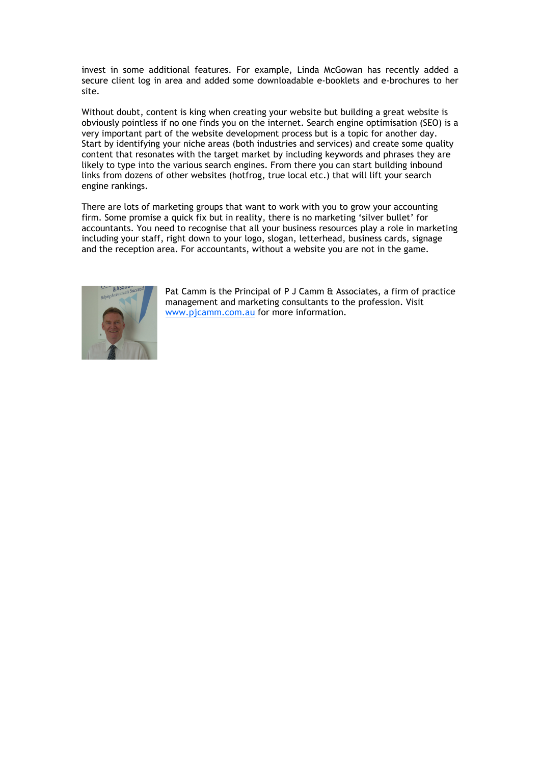invest in some additional features. For example, Linda McGowan has recently added a secure client log in area and added some downloadable e-booklets and e-brochures to her site.

Without doubt, content is king when creating your website but building a great website is obviously pointless if no one finds you on the internet. Search engine optimisation (SEO) is a very important part of the website development process but is a topic for another day. Start by identifying your niche areas (both industries and services) and create some quality content that resonates with the target market by including keywords and phrases they are likely to type into the various search engines. From there you can start building inbound links from dozens of other websites (hotfrog, true local etc.) that will lift your search engine rankings.

There are lots of marketing groups that want to work with you to grow your accounting firm. Some promise a quick fix but in reality, there is no marketing 'silver bullet' for accountants. You need to recognise that all your business resources play a role in marketing including your staff, right down to your logo, slogan, letterhead, business cards, signage and the reception area. For accountants, without a website you are not in the game.

Pat Camm is the Principal of P J Camm & Associates, a firm of practice management and marketing consultants to the profession. Visit [www.pjcamm.com.au](http://www.pjcamm.com.au) for more information.